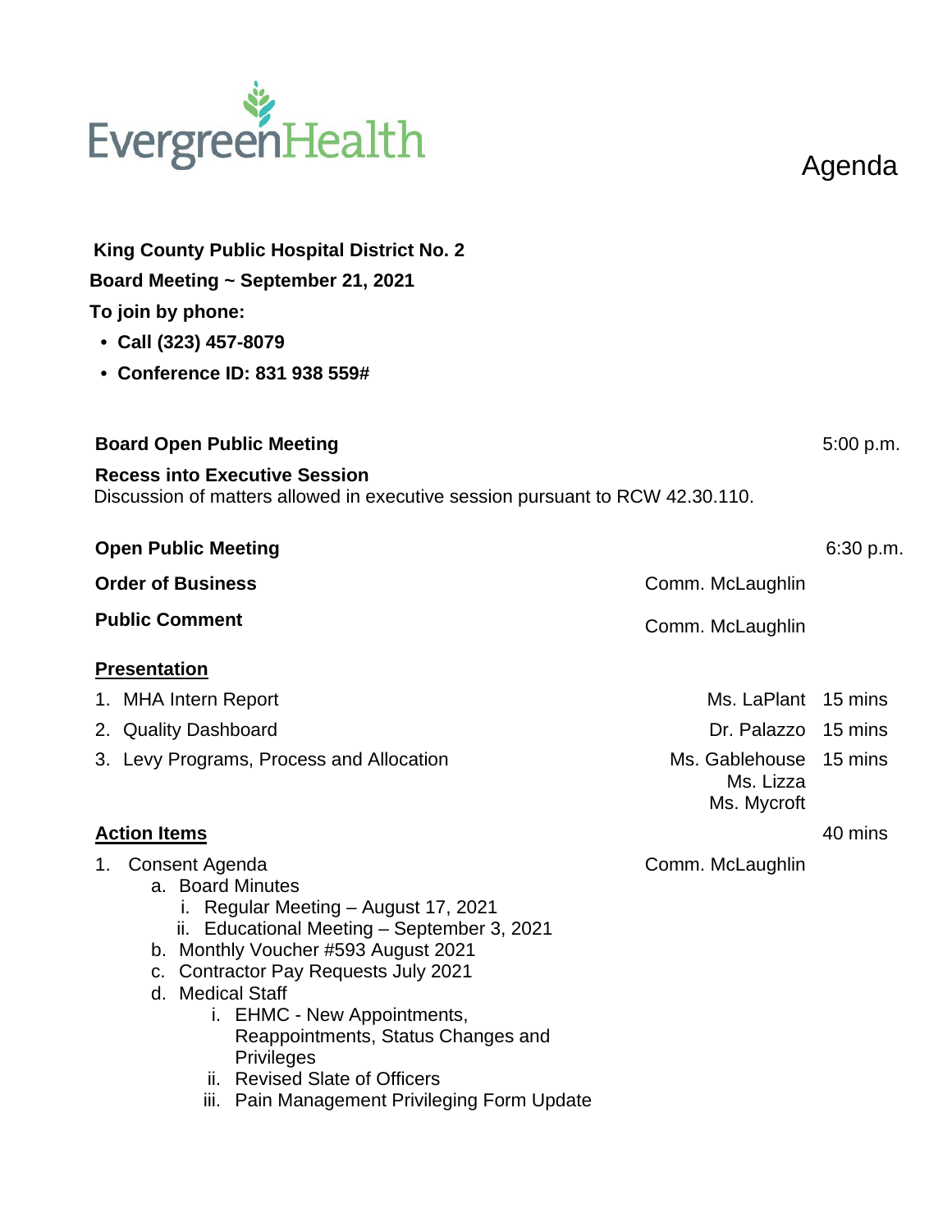EvergreenHealth

# Agenda

**King County Public Hospital District No. 2**

**Board Meeting ~ September 21, 2021**

**To join by phone:**

- **Call (323) 457-8079**
- **Conference ID: 831 938 559#**

**Board Open Public Meeting** 5:00 p.m.

**Recess into Executive Session**
Discussion of matters allowed in executive session pursuant to RCW 42.30.110.

**Open Public Meeting** 6:30 p.m.

**Order of Business** Comm. McLaughlin

**Public Comment** Comm. McLaughlin

**Presentation**

1. MHA Intern Report — Ms. LaPlant — 15 mins
2. Quality Dashboard — Dr. Palazzo — 15 mins
3. Levy Programs, Process and Allocation — Ms. Gablehouse, Ms. Lizza, Ms. Mycroft — 15 mins

**Action Items** 40 mins

1. Consent Agenda — Comm. McLaughlin
   a. Board Minutes
      i. Regular Meeting – August 17, 2021
      ii. Educational Meeting – September 3, 2021
   b. Monthly Voucher #593 August 2021
   c. Contractor Pay Requests July 2021
   d. Medical Staff
      i. EHMC - New Appointments, Reappointments, Status Changes and Privileges
      ii. Revised Slate of Officers
      iii. Pain Management Privileging Form Update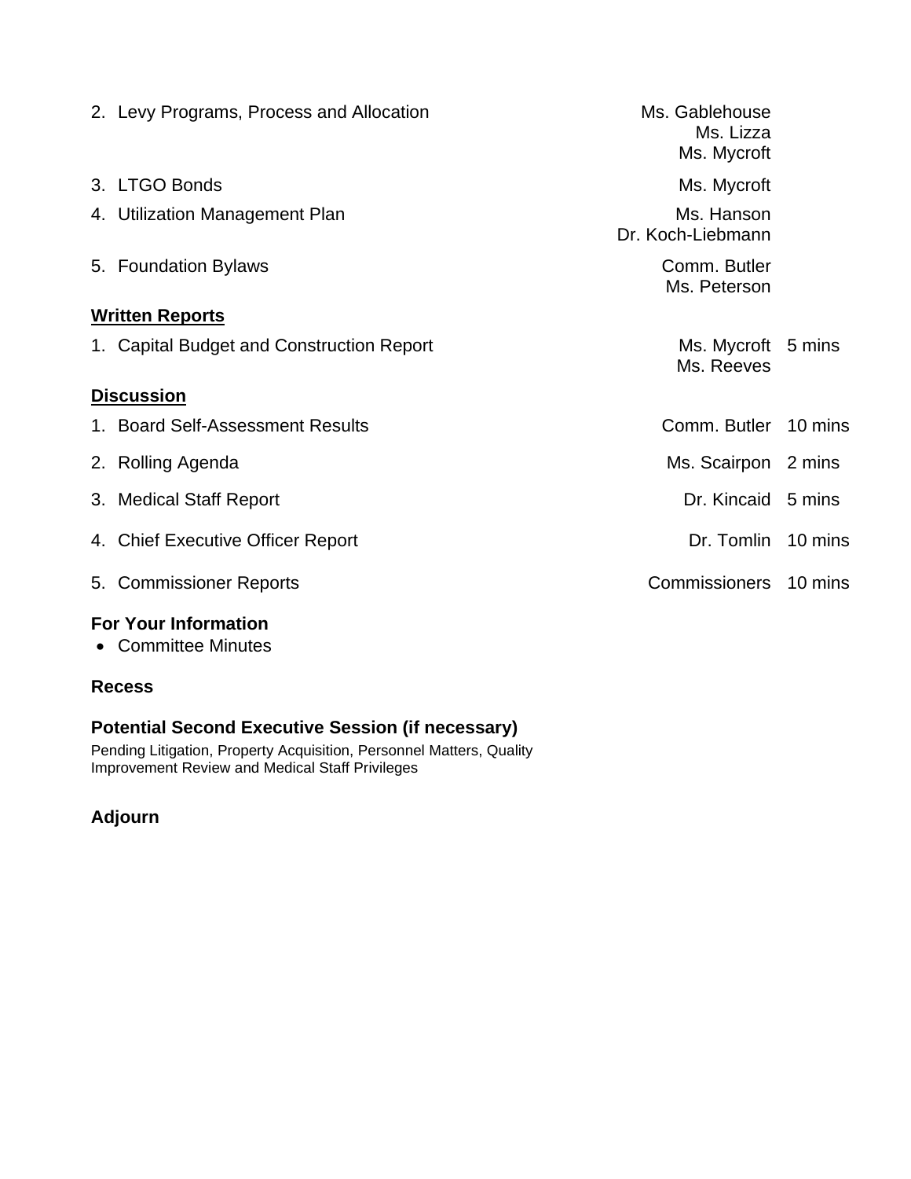| | | |
|---|---|---|
| 2. Levy Programs, Process and Allocation | Ms. Gablehouse<br>Ms. Lizza<br>Ms. Mycroft | |
| 3. LTGO Bonds | Ms. Mycroft | |
| 4. Utilization Management Plan | Ms. Hanson<br>Dr. Koch-Liebmann | |
| 5. Foundation Bylaws | Comm. Butler<br>Ms. Peterson | |

**Written Reports**

| | | |
|---|---|---|
| 1. Capital Budget and Construction Report | Ms. Mycroft<br>Ms. Reeves | 5 mins |

**Discussion**

| | | |
|---|---|---|
| 1. Board Self-Assessment Results | Comm. Butler | 10 mins |
| 2. Rolling Agenda | Ms. Scairpon | 2 mins |
| 3. Medical Staff Report | Dr. Kincaid | 5 mins |
| 4. Chief Executive Officer Report | Dr. Tomlin | 10 mins |
| 5. Commissioner Reports | Commissioners | 10 mins |

**For Your Information**

- Committee Minutes

**Recess**

**Potential Second Executive Session (if necessary)**

Pending Litigation, Property Acquisition, Personnel Matters, Quality Improvement Review and Medical Staff Privileges

**Adjourn**